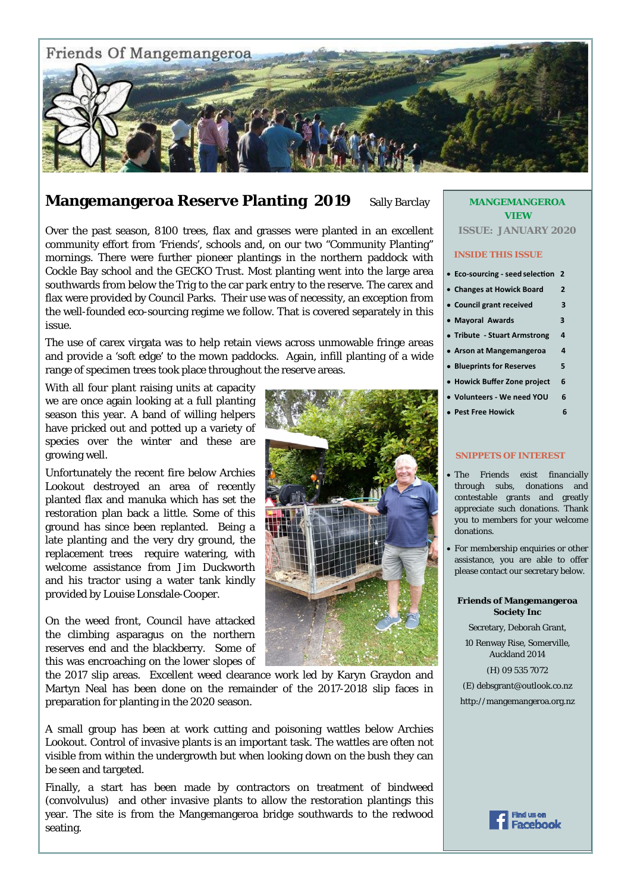Friends Of Mangemangeroa

# Mangemangeroa Reserve Planting 2019

Sally Barclay

Over the past season, 8100 trees, flax and grasses were planted in an excellent community effort from 'Friends', schools and, on our two "Community Planting" mornings. There were further pioneer plantings in the northern paddock with Cockle Bay school and the GECKO Trust. Most planting went into the large area southwards from below the Trig to the car park entry to the reserve. The carex and flax were provided by Council Parks. Their use was of necessity, an exception from the well-founded eco-sourcing regime we follow. That is covered separately in this issue.

The use of carex virgata was to help retain views across unmowable fringe areas and provide a 'soft edge' to the mown paddocks. Again, infill planting of a wide range of specimen trees took place throughout the reserve areas.

With all four plant raising units at capacity we are once again looking at a full planting season this year. A band of willing helpers have pricked out and potted up a variety of species over the winter and these are growing well.

Unfortunately the recent fire below Archies Lookout destroyed an area of recently planted flax and manuka which has set the restoration plan back a little. Some of this ground has since been replanted. Being a late planting and the very dry ground, the replacement trees require watering, with welcome assistance from Jim Duckworth and his tractor using a water tank kindly provided by Louise Lonsdale-Cooper.

On the weed front, Council have attacked the climbing asparagus on the northern reserves end and the blackberry. Some of this was encroaching on the lower slopes of the 2017 slip areas. Excellent weed clearance work led by Karyn Graydon and Martyn Neal has been done on the remainder of the 2017-2018 slip faces in preparation for planting in the 2020 season.

A small group has been at work cutting and poisoning wattles below Archies Lookout. Control of invasive plants is an important task. The wattles are often not visible from within the undergrowth but when looking down on the bush they can be seen and targeted.

Finally, a start has been made by contractors on treatment of bindweed (convolvulus) and other invasive plants to allow the restoration plantings this year. The site is from the Mangemangeroa bridge southwards to the redwood seating.

## MANGEMANGEROA VIEW

**ISSUE: JANUARY 2020**

### INSIDE THIS ISSUE

- Eco-sourcing - seed selection 2
- Changes at Howick Board 2
- Council grant received 3
- Mayoral Awards 3
- Tribute - Stuart Armstrong 4
- Arson at Mangemangeroa 4
- Blueprints for Reserves 5
- Howick Buffer Zone project 6
- Volunteers - We need YOU 6
- Pest Free Howick 6

### SNIPPETS OF INTEREST

- The Friends exist financially through subs, donations and contestable grants and greatly appreciate such donations. Thank you to members for your welcome donations.
- For membership enquiries or other assistance, you are able to offer please contact our secretary below.

**Friends of Mangemangeroa Society Inc**

Secretary, Deborah Grant,

10 Renway Rise, Somerville, Auckland 2014

(H) 09 535 7072

(E) debsgrant@outlook.co.nz

http://mangemangeroa.org.nz

Find us on Facebook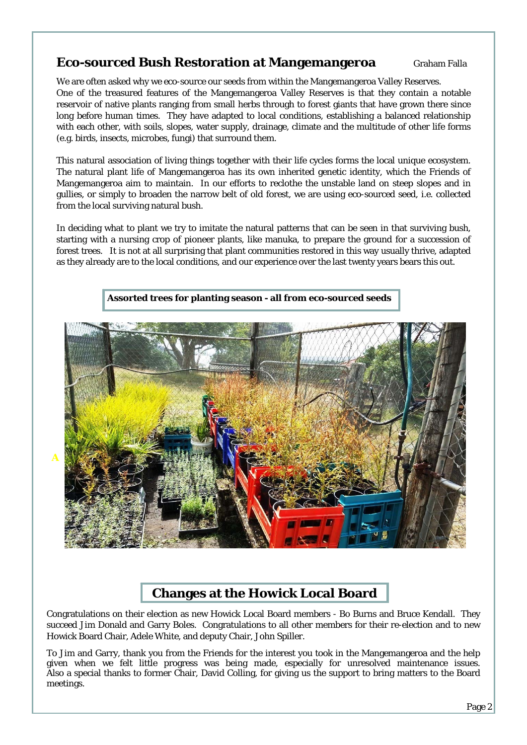## Eco-sourced Bush Restoration at Mangemangeroa

Graham Falla

We are often asked why we eco-source our seeds from within the Mangemangeroa Valley Reserves.
One of the treasured features of the Mangemangeroa Valley Reserves is that they contain a notable reservoir of native plants ranging from small herbs through to forest giants that have grown there since long before human times. They have adapted to local conditions, establishing a balanced relationship with each other, with soils, slopes, water supply, drainage, climate and the multitude of other life forms (e.g. birds, insects, microbes, fungi) that surround them.

This natural association of living things together with their life cycles forms the local unique ecosystem. The natural plant life of Mangemangeroa has its own inherited genetic identity, which the Friends of Mangemangeroa aim to maintain. In our efforts to reclothe the unstable land on steep slopes and in gullies, or simply to broaden the narrow belt of old forest, we are using eco-sourced seed, i.e. collected from the local surviving natural bush.

In deciding what to plant we try to imitate the natural patterns that can be seen in that surviving bush, starting with a nursing crop of pioneer plants, like manuka, to prepare the ground for a succession of forest trees. It is not at all surprising that plant communities restored in this way usually thrive, adapted as they already are to the local conditions, and our experience over the last twenty years bears this out.

**Assorted trees for planting season - all from eco-sourced seeds**

## Changes at the Howick Local Board

Congratulations on their election as new Howick Local Board members - Bo Burns and Bruce Kendall. They succeed Jim Donald and Garry Boles. Congratulations to all other members for their re-election and to new Howick Board Chair, Adele White, and deputy Chair, John Spiller.

To Jim and Garry, thank you from the Friends for the interest you took in the Mangemangeroa and the help given when we felt little progress was being made, especially for unresolved maintenance issues. Also a special thanks to former Chair, David Colling, for giving us the support to bring matters to the Board meetings.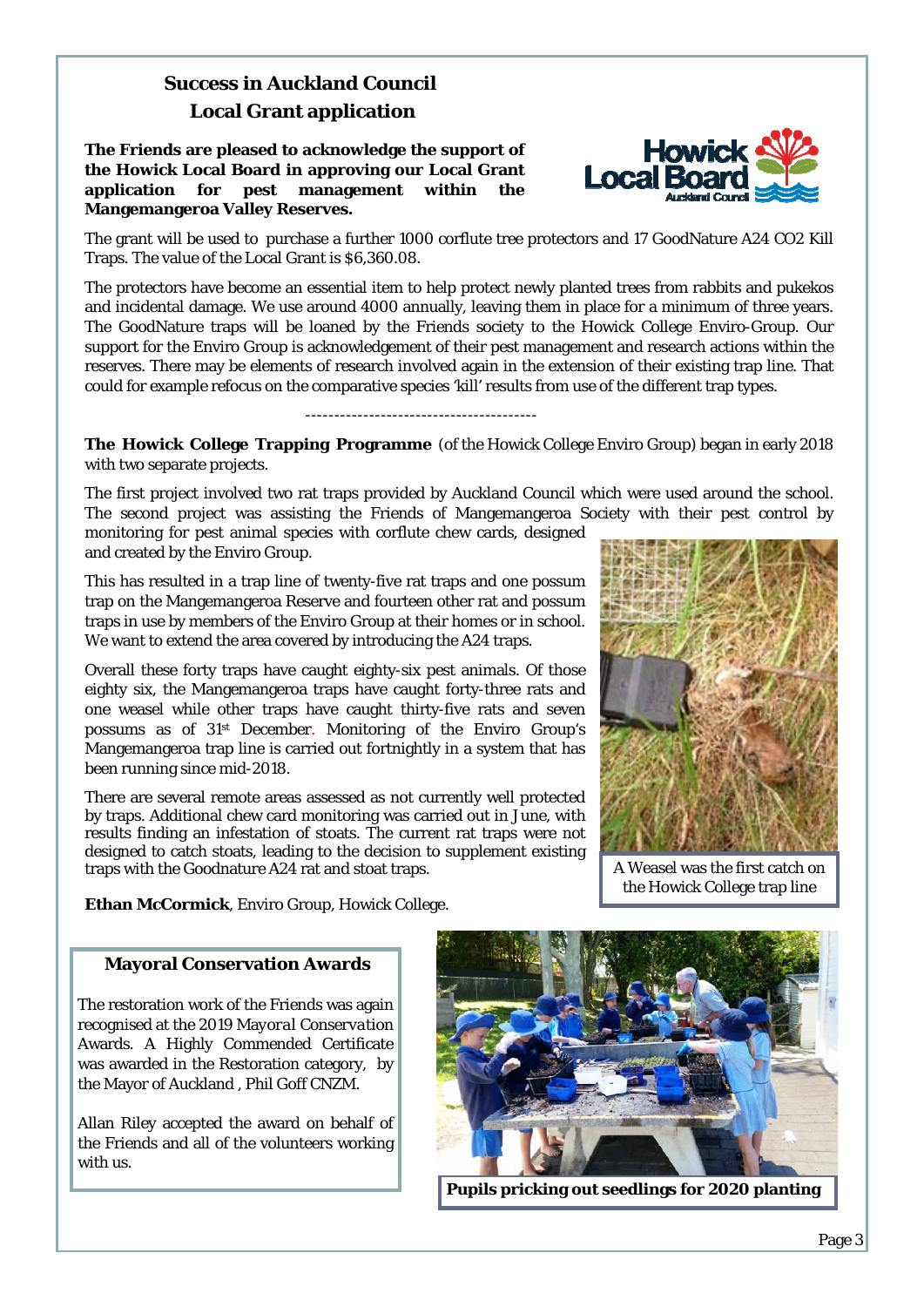## Success in Auckland Council Local Grant application

**The Friends are pleased to acknowledge the support of the Howick Local Board in approving our Local Grant application for pest management within the Mangemangeroa Valley Reserves.**

The grant will be used to purchase a further 1000 corflute tree protectors and 17 GoodNature A24 CO2 Kill Traps. The value of the Local Grant is $6,360.08.

The protectors have become an essential item to help protect newly planted trees from rabbits and pukekos and incidental damage. We use around 4000 annually, leaving them in place for a minimum of three years. The GoodNature traps will be loaned by the Friends society to the Howick College Enviro-Group. Our support for the Enviro Group is acknowledgement of their pest management and research actions within the reserves. There may be elements of research involved again in the extension of their existing trap line. That could for example refocus on the comparative species 'kill' results from use of the different trap types.

---

**The Howick College Trapping Programme** (of the Howick College Enviro Group) began in early 2018 with two separate projects.

The first project involved two rat traps provided by Auckland Council which were used around the school. The second project was assisting the Friends of Mangemangeroa Society with their pest control by monitoring for pest animal species with corflute chew cards, designed and created by the Enviro Group.

This has resulted in a trap line of twenty-five rat traps and one possum trap on the Mangemangeroa Reserve and fourteen other rat and possum traps in use by members of the Enviro Group at their homes or in school. We want to extend the area covered by introducing the A24 traps.

Overall these forty traps have caught eighty-six pest animals. Of those eighty six, the Mangemangeroa traps have caught forty-three rats and one weasel while other traps have caught thirty-five rats and seven possums as of 31st December. Monitoring of the Enviro Group's Mangemangeroa trap line is carried out fortnightly in a system that has been running since mid-2018.

There are several remote areas assessed as not currently well protected by traps. Additional chew card monitoring was carried out in June, with results finding an infestation of stoats. The current rat traps were not designed to catch stoats, leading to the decision to supplement existing traps with the Goodnature A24 rat and stoat traps.

A Weasel was the first catch on the Howick College trap line

**Ethan McCormick**, Enviro Group, Howick College.

### Mayoral Conservation Awards

The restoration work of the Friends was again recognised at the 2019 *Mayoral Conservation* Awards. A Highly Commended Certificate was awarded in the Restoration category, by the Mayor of Auckland , Phil Goff CNZM.

Allan Riley accepted the award on behalf of the Friends and all of the volunteers working with us.

**Pupils pricking out seedlings for 2020 planting**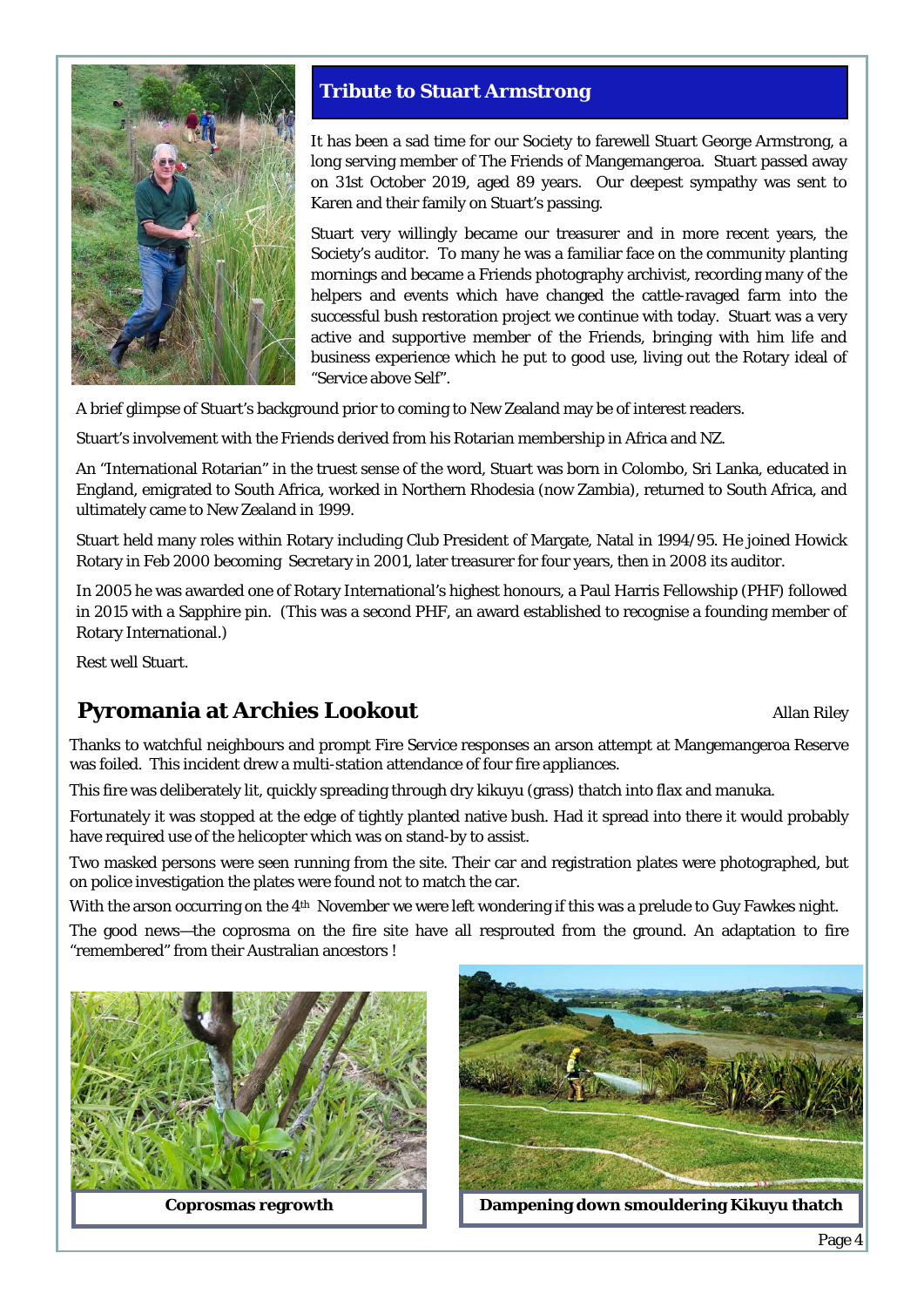## Tribute to Stuart Armstrong

It has been a sad time for our Society to farewell Stuart George Armstrong, a long serving member of The Friends of Mangemangeroa. Stuart passed away on 31st October 2019, aged 89 years. Our deepest sympathy was sent to Karen and their family on Stuart's passing.

Stuart very willingly became our treasurer and in more recent years, the Society's auditor. To many he was a familiar face on the community planting mornings and became a Friends photography archivist, recording many of the helpers and events which have changed the cattle-ravaged farm into the successful bush restoration project we continue with today. Stuart was a very active and supportive member of the Friends, bringing with him life and business experience which he put to good use, living out the Rotary ideal of "Service above Self".

A brief glimpse of Stuart's background prior to coming to New Zealand may be of interest readers.

Stuart's involvement with the Friends derived from his Rotarian membership in Africa and NZ.

An "International Rotarian" in the truest sense of the word, Stuart was born in Colombo, Sri Lanka, educated in England, emigrated to South Africa, worked in Northern Rhodesia (now Zambia), returned to South Africa, and ultimately came to New Zealand in 1999.

Stuart held many roles within Rotary including Club President of Margate, Natal in 1994/95. He joined Howick Rotary in Feb 2000 becoming Secretary in 2001, later treasurer for four years, then in 2008 its auditor.

In 2005 he was awarded one of Rotary International's highest honours, a Paul Harris Fellowship (PHF) followed in 2015 with a Sapphire pin. (This was a second PHF, an award established to recognise a founding member of Rotary International.)

Rest well Stuart.

## Pyromania at Archies Lookout

Allan Riley

Thanks to watchful neighbours and prompt Fire Service responses an arson attempt at Mangemangeroa Reserve was foiled. This incident drew a multi-station attendance of four fire appliances.

This fire was deliberately lit, quickly spreading through dry kikuyu (grass) thatch into flax and manuka.

Fortunately it was stopped at the edge of tightly planted native bush. Had it spread into there it would probably have required use of the helicopter which was on stand-by to assist.

Two masked persons were seen running from the site. Their car and registration plates were photographed, but on police investigation the plates were found not to match the car.

With the arson occurring on the 4th November we were left wondering if this was a prelude to Guy Fawkes night.

The good news—the coprosma on the fire site have all resprouted from the ground. An adaptation to fire "remembered" from their Australian ancestors !

**Coprosmas regrowth**

**Dampening down smouldering Kikuyu thatch**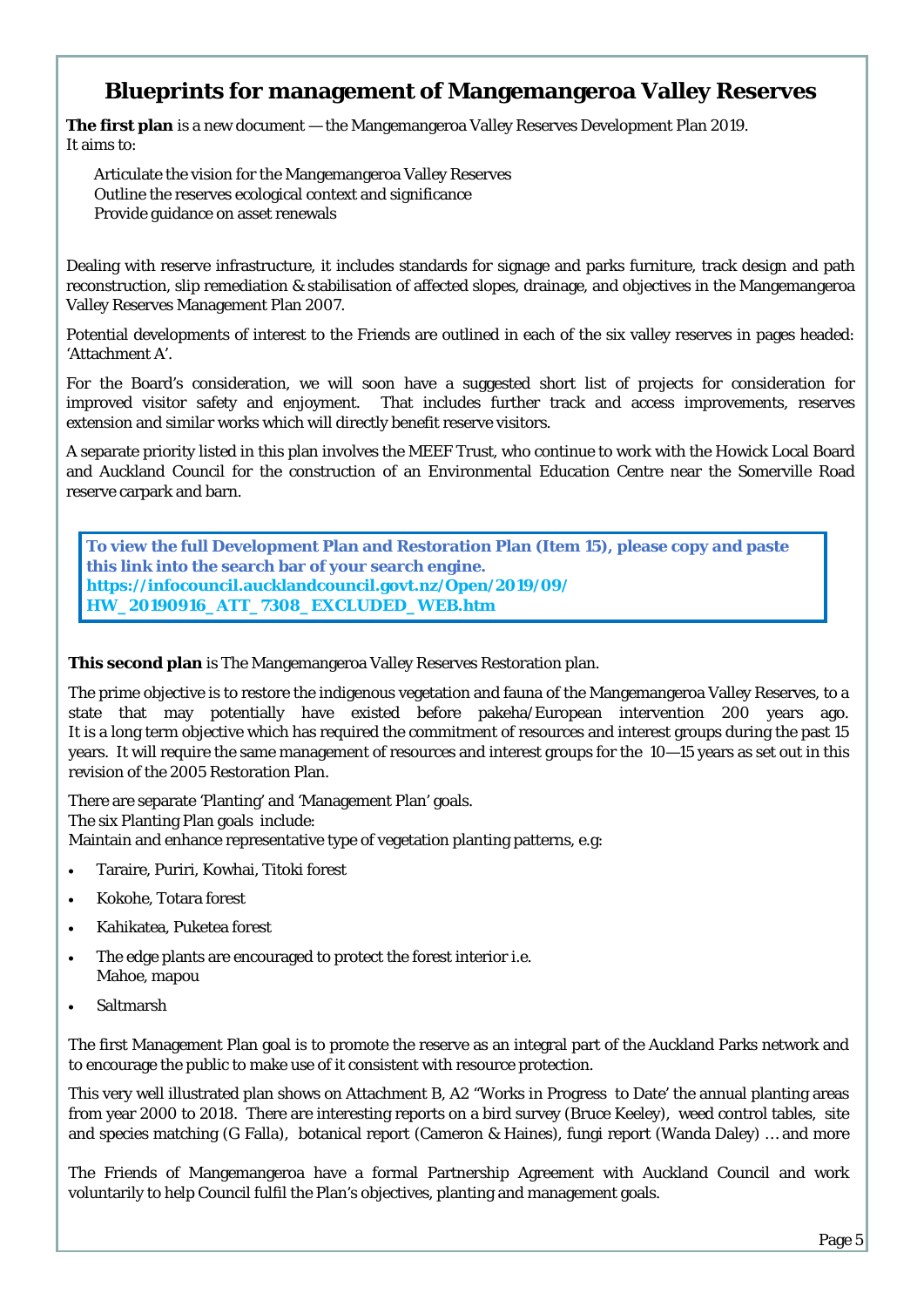# Blueprints for management of Mangemangeroa Valley Reserves

**The first plan** is a new document — the Mangemangeroa Valley Reserves Development Plan 2019. It aims to:

Articulate the vision for the Mangemangeroa Valley Reserves
Outline the reserves ecological context and significance
Provide guidance on asset renewals

Dealing with reserve infrastructure, it includes standards for signage and parks furniture, track design and path reconstruction, slip remediation & stabilisation of affected slopes, drainage, and objectives in the Mangemangeroa Valley Reserves Management Plan 2007.

Potential developments of interest to the Friends are outlined in each of the six valley reserves in pages headed: 'Attachment A'.

For the Board's consideration, we will soon have a suggested short list of projects for consideration for improved visitor safety and enjoyment. That includes further track and access improvements, reserves extension and similar works which will directly benefit reserve visitors.

A separate priority listed in this plan involves the MEEF Trust, who continue to work with the Howick Local Board and Auckland Council for the construction of an Environmental Education Centre near the Somerville Road reserve carpark and barn.

**To view the full Development Plan and Restoration Plan (Item 15), please copy and paste this link into the search bar of your search engine.**
**https://infocouncil.aucklandcouncil.govt.nz/Open/2019/09/HW_20190916_ATT_7308_EXCLUDED_WEB.htm**

**This second plan** is The Mangemangeroa Valley Reserves Restoration plan.

The prime objective is to restore the indigenous vegetation and fauna of the Mangemangeroa Valley Reserves, to a state that may potentially have existed before pakeha/European intervention 200 years ago. It is a long term objective which has required the commitment of resources and interest groups during the past 15 years. It will require the same management of resources and interest groups for the 10—15 years as set out in this revision of the 2005 Restoration Plan.

There are separate 'Planting' and 'Management Plan' goals.
The six Planting Plan goals include:
Maintain and enhance representative type of vegetation planting patterns, e.g:

- Taraire, Puriri, Kowhai, Titoki forest
- Kokohe, Totara forest
- Kahikatea, Puketea forest
- The edge plants are encouraged to protect the forest interior i.e. Mahoe, mapou
- Saltmarsh

The first Management Plan goal is to promote the reserve as an integral part of the Auckland Parks network and to encourage the public to make use of it consistent with resource protection.

This very well illustrated plan shows on Attachment B, A2 "Works in Progress to Date' the annual planting areas from year 2000 to 2018. There are interesting reports on a bird survey (Bruce Keeley), weed control tables, site and species matching (G Falla), botanical report (Cameron & Haines), fungi report (Wanda Daley) … and more

The Friends of Mangemangeroa have a formal Partnership Agreement with Auckland Council and work voluntarily to help Council fulfil the Plan's objectives, planting and management goals.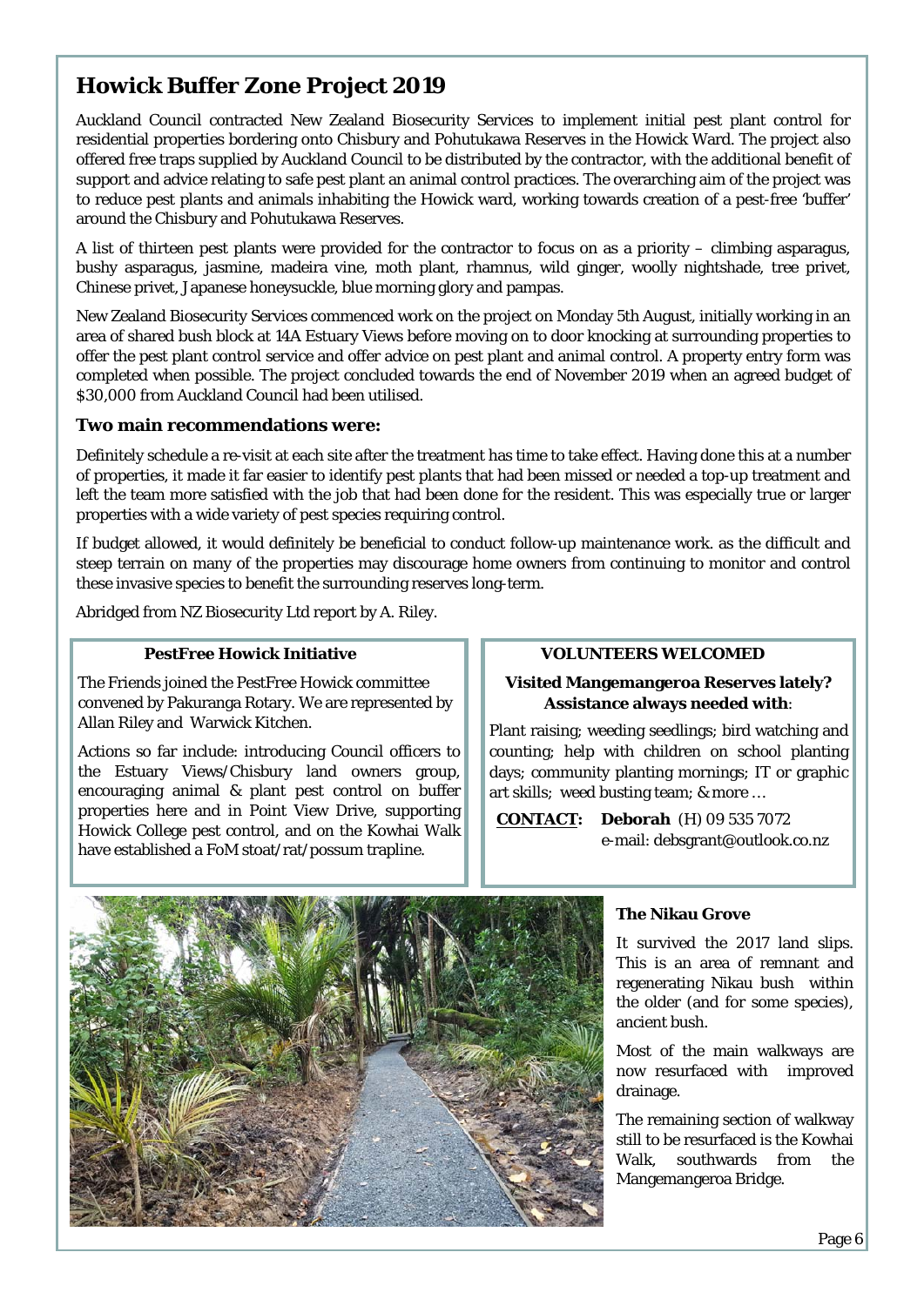# Howick Buffer Zone Project 2019

Auckland Council contracted New Zealand Biosecurity Services to implement initial pest plant control for residential properties bordering onto Chisbury and Pohutukawa Reserves in the Howick Ward. The project also offered free traps supplied by Auckland Council to be distributed by the contractor, with the additional benefit of support and advice relating to safe pest plant an animal control practices. The overarching aim of the project was to reduce pest plants and animals inhabiting the Howick ward, working towards creation of a pest-free 'buffer' around the Chisbury and Pohutukawa Reserves.

A list of thirteen pest plants were provided for the contractor to focus on as a priority – climbing asparagus, bushy asparagus, jasmine, madeira vine, moth plant, rhamnus, wild ginger, woolly nightshade, tree privet, Chinese privet, Japanese honeysuckle, blue morning glory and pampas.

New Zealand Biosecurity Services commenced work on the project on Monday 5th August, initially working in an area of shared bush block at 14A Estuary Views before moving on to door knocking at surrounding properties to offer the pest plant control service and offer advice on pest plant and animal control. A property entry form was completed when possible. The project concluded towards the end of November 2019 when an agreed budget of $30,000 from Auckland Council had been utilised.

### Two main recommendations were:

Definitely schedule a re-visit at each site after the treatment has time to take effect. Having done this at a number of properties, it made it far easier to identify pest plants that had been missed or needed a top-up treatment and left the team more satisfied with the job that had been done for the resident. This was especially true or larger properties with a wide variety of pest species requiring control.

If budget allowed, it would definitely be beneficial to conduct follow-up maintenance work. as the difficult and steep terrain on many of the properties may discourage home owners from continuing to monitor and control these invasive species to benefit the surrounding reserves long-term.

Abridged from NZ Biosecurity Ltd report by A. Riley.

### PestFree Howick Initiative

The Friends joined the PestFree Howick committee convened by Pakuranga Rotary. We are represented by Allan Riley and Warwick Kitchen.

Actions so far include: introducing Council officers to the Estuary Views/Chisbury land owners group, encouraging animal & plant pest control on buffer properties here and in Point View Drive, supporting Howick College pest control, and on the Kowhai Walk have established a FoM stoat/rat/possum trapline.

### VOLUNTEERS WELCOMED

**Visited Mangemangeroa Reserves lately? Assistance always needed with**:

Plant raising; weeding seedlings; bird watching and counting; help with children on school planting days; community planting mornings; IT or graphic art skills; weed busting team; & more …

**CONTACT:** **Deborah** (H) 09 535 7072
e-mail: debsgrant@outlook.co.nz

### The Nikau Grove

It survived the 2017 land slips. This is an area of remnant and regenerating Nikau bush within the older (and for some species), ancient bush.

Most of the main walkways are now resurfaced with improved drainage.

The remaining section of walkway still to be resurfaced is the Kowhai Walk, southwards from the Mangemangeroa Bridge.